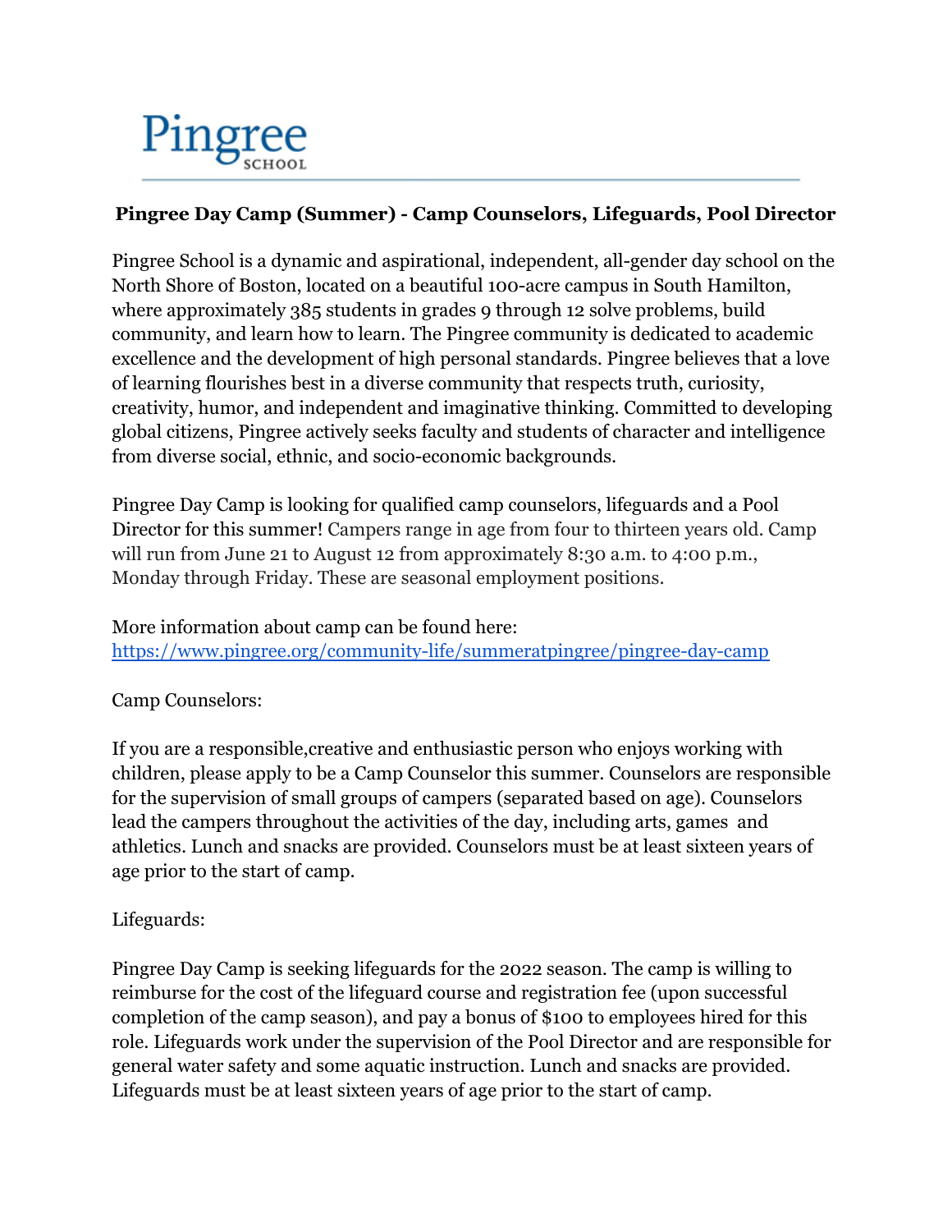Pingree SCHOOL

**Pingree Day Camp (Summer) - Camp Counselors, Lifeguards, Pool Director**

Pingree School is a dynamic and aspirational, independent, all-gender day school on the North Shore of Boston, located on a beautiful 100-acre campus in South Hamilton, where approximately 385 students in grades 9 through 12 solve problems, build community, and learn how to learn. The Pingree community is dedicated to academic excellence and the development of high personal standards. Pingree believes that a love of learning flourishes best in a diverse community that respects truth, curiosity, creativity, humor, and independent and imaginative thinking. Committed to developing global citizens, Pingree actively seeks faculty and students of character and intelligence from diverse social, ethnic, and socio-economic backgrounds.

Pingree Day Camp is looking for qualified camp counselors, lifeguards and a Pool Director for this summer! Campers range in age from four to thirteen years old. Camp will run from June 21 to August 12 from approximately 8:30 a.m. to 4:00 p.m., Monday through Friday. These are seasonal employment positions.

More information about camp can be found here:
https://www.pingree.org/community-life/summeratpingree/pingree-day-camp

Camp Counselors:

If you are a responsible,creative and enthusiastic person who enjoys working with children, please apply to be a Camp Counselor this summer. Counselors are responsible for the supervision of small groups of campers (separated based on age). Counselors lead the campers throughout the activities of the day, including arts, games and athletics. Lunch and snacks are provided. Counselors must be at least sixteen years of age prior to the start of camp.

Lifeguards:

Pingree Day Camp is seeking lifeguards for the 2022 season. The camp is willing to reimburse for the cost of the lifeguard course and registration fee (upon successful completion of the camp season), and pay a bonus of $100 to employees hired for this role. Lifeguards work under the supervision of the Pool Director and are responsible for general water safety and some aquatic instruction. Lunch and snacks are provided. Lifeguards must be at least sixteen years of age prior to the start of camp.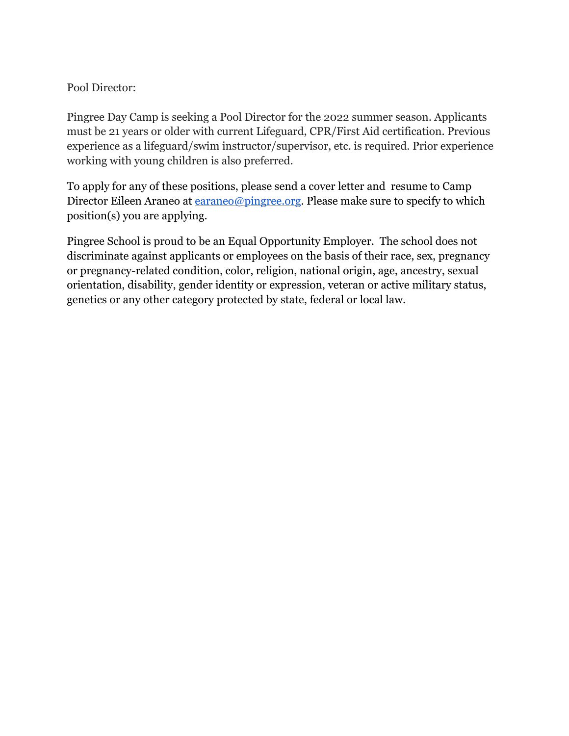Pool Director:

Pingree Day Camp is seeking a Pool Director for the 2022 summer season. Applicants must be 21 years or older with current Lifeguard, CPR/First Aid certification. Previous experience as a lifeguard/swim instructor/supervisor, etc. is required. Prior experience working with young children is also preferred.

To apply for any of these positions, please send a cover letter and resume to Camp Director Eileen Araneo at [earaneo@pingree.org](mailto:earaneo@pingree.org). Please make sure to specify to which position(s) you are applying.

Pingree School is proud to be an Equal Opportunity Employer. The school does not discriminate against applicants or employees on the basis of their race, sex, pregnancy or pregnancy-related condition, color, religion, national origin, age, ancestry, sexual orientation, disability, gender identity or expression, veteran or active military status, genetics or any other category protected by state, federal or local law.